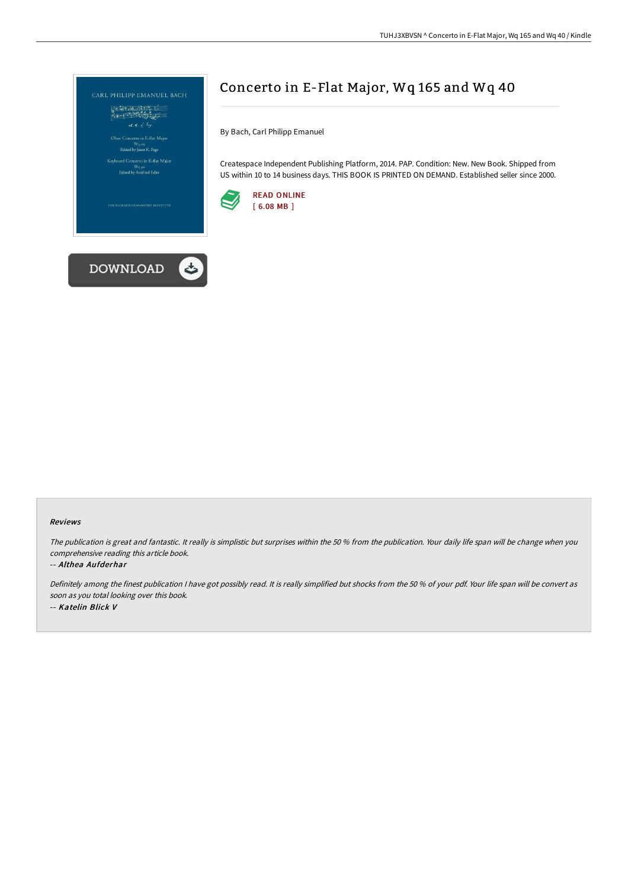# Concerto in E-Flat Major, Wq 165 and Wq 40

By Bach, Carl Philipp Emanuel

Createspace Independent Publishing Platform, 2014. PAP. Condition: New. New Book. Shipped from US within 10 to 14 business days. THIS BOOK IS PRINTED ON DEMAND. Established seller since 2000.

READ ONLINE
[ 6.08 MB ]

DOWNLOAD

### Reviews

*The publication is great and fantastic. It really is simplistic but surprises within the 50 % from the publication. Your daily life span will be change when you comprehensive reading this article book.*

-- *Althea Aufderhar*

*Definitely among the finest publication I have got possibly read. It is really simplified but shocks from the 50 % of your pdf. Your life span will be convert as soon as you total looking over this book.*

-- *Katelin Blick V*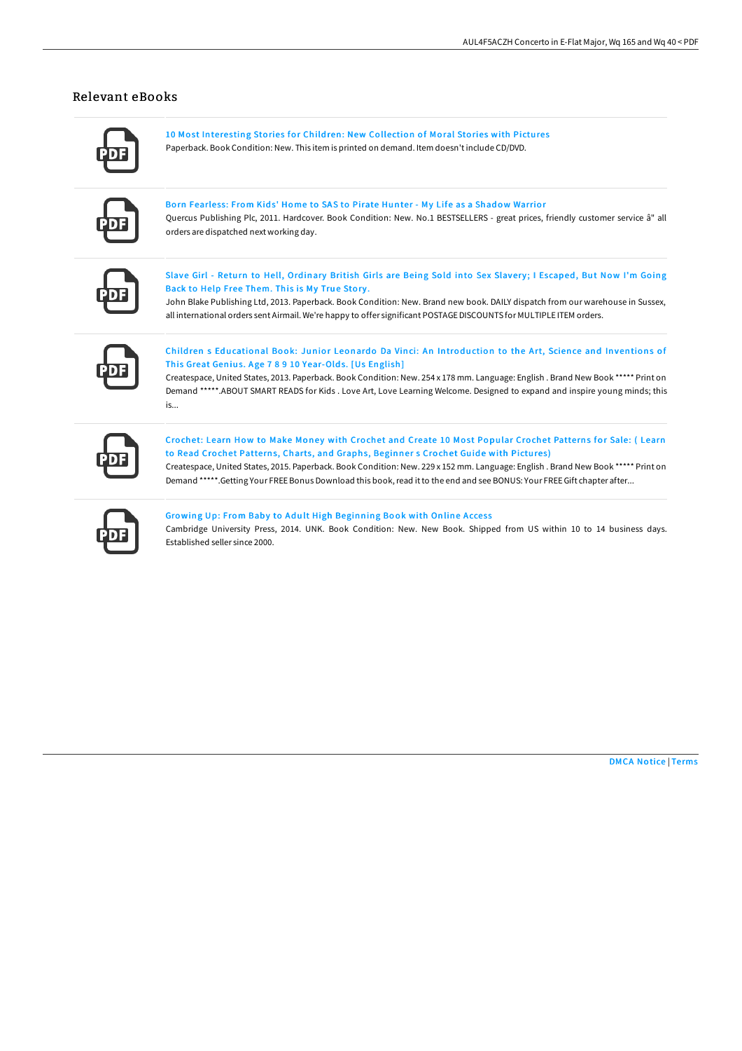## Relevant eBooks

**10 Most Interesting Stories for Children: New Collection of Moral Stories with Pictures**
Paperback. Book Condition: New. This item is printed on demand. Item doesn't include CD/DVD.

**Born Fearless: From Kids' Home to SAS to Pirate Hunter - My Life as a Shadow Warrior**
Quercus Publishing Plc, 2011. Hardcover. Book Condition: New. No.1 BESTSELLERS - great prices, friendly customer service â" all orders are dispatched next working day.

**Slave Girl - Return to Hell, Ordinary British Girls are Being Sold into Sex Slavery; I Escaped, But Now I'm Going Back to Help Free Them. This is My True Story.**
John Blake Publishing Ltd, 2013. Paperback. Book Condition: New. Brand new book. DAILY dispatch from our warehouse in Sussex, all international orders sent Airmail. We're happy to offer significant POSTAGE DISCOUNTS for MULTIPLE ITEM orders.

**Children s Educational Book: Junior Leonardo Da Vinci: An Introduction to the Art, Science and Inventions of This Great Genius. Age 7 8 9 10 Year-Olds. [Us English]**
Createspace, United States, 2013. Paperback. Book Condition: New. 254 x 178 mm. Language: English . Brand New Book ***** Print on Demand *****.ABOUT SMART READS for Kids . Love Art, Love Learning Welcome. Designed to expand and inspire young minds; this is...

**Crochet: Learn How to Make Money with Crochet and Create 10 Most Popular Crochet Patterns for Sale: ( Learn to Read Crochet Patterns, Charts, and Graphs, Beginner s Crochet Guide with Pictures)**
Createspace, United States, 2015. Paperback. Book Condition: New. 229 x 152 mm. Language: English . Brand New Book ***** Print on Demand *****.Getting Your FREE Bonus Download this book, read it to the end and see BONUS: Your FREE Gift chapter after...

**Growing Up: From Baby to Adult High Beginning Book with Online Access**
Cambridge University Press, 2014. UNK. Book Condition: New. New Book. Shipped from US within 10 to 14 business days. Established seller since 2000.